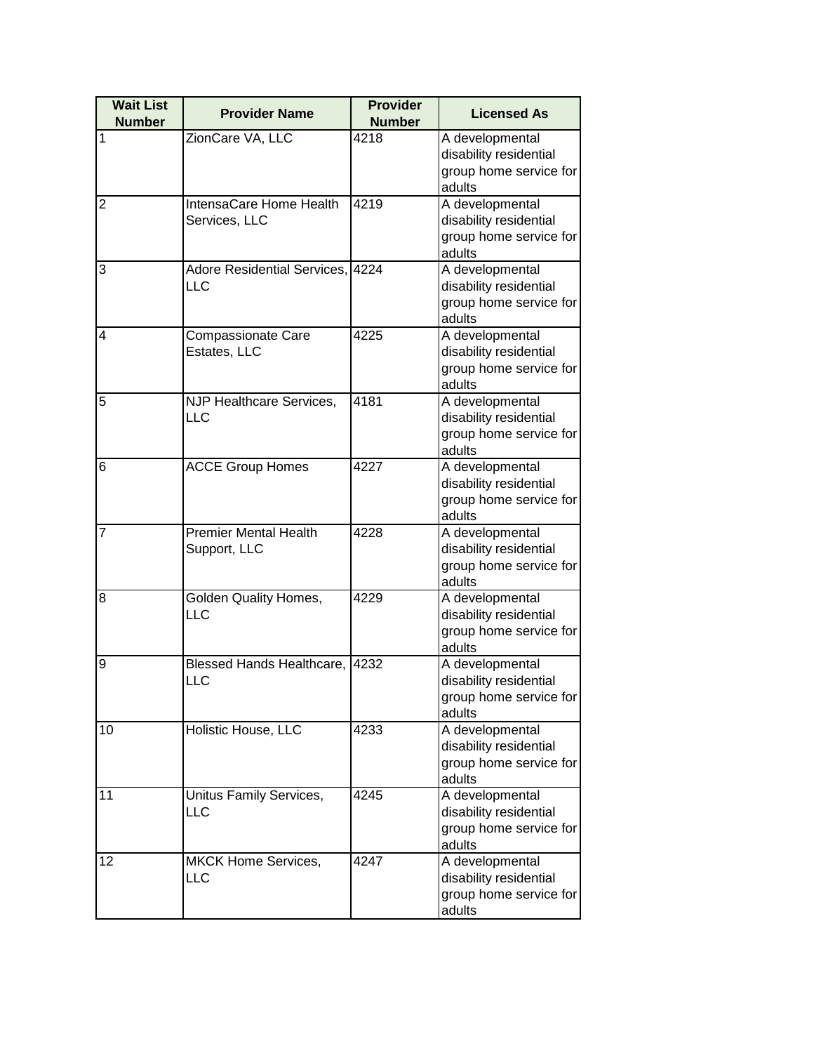| Wait List Number | Provider Name | Provider Number | Licensed As |
| --- | --- | --- | --- |
| 1 | ZionCare VA, LLC | 4218 | A developmental disability residential group home service for adults |
| 2 | IntensaCare Home Health Services, LLC | 4219 | A developmental disability residential group home service for adults |
| 3 | Adore Residential Services, LLC | 4224 | A developmental disability residential group home service for adults |
| 4 | Compassionate Care Estates, LLC | 4225 | A developmental disability residential group home service for adults |
| 5 | NJP Healthcare Services, LLC | 4181 | A developmental disability residential group home service for adults |
| 6 | ACCE Group Homes | 4227 | A developmental disability residential group home service for adults |
| 7 | Premier Mental Health Support, LLC | 4228 | A developmental disability residential group home service for adults |
| 8 | Golden Quality Homes, LLC | 4229 | A developmental disability residential group home service for adults |
| 9 | Blessed Hands Healthcare, LLC | 4232 | A developmental disability residential group home service for adults |
| 10 | Holistic House, LLC | 4233 | A developmental disability residential group home service for adults |
| 11 | Unitus Family Services, LLC | 4245 | A developmental disability residential group home service for adults |
| 12 | MKCK Home Services, LLC | 4247 | A developmental disability residential group home service for adults |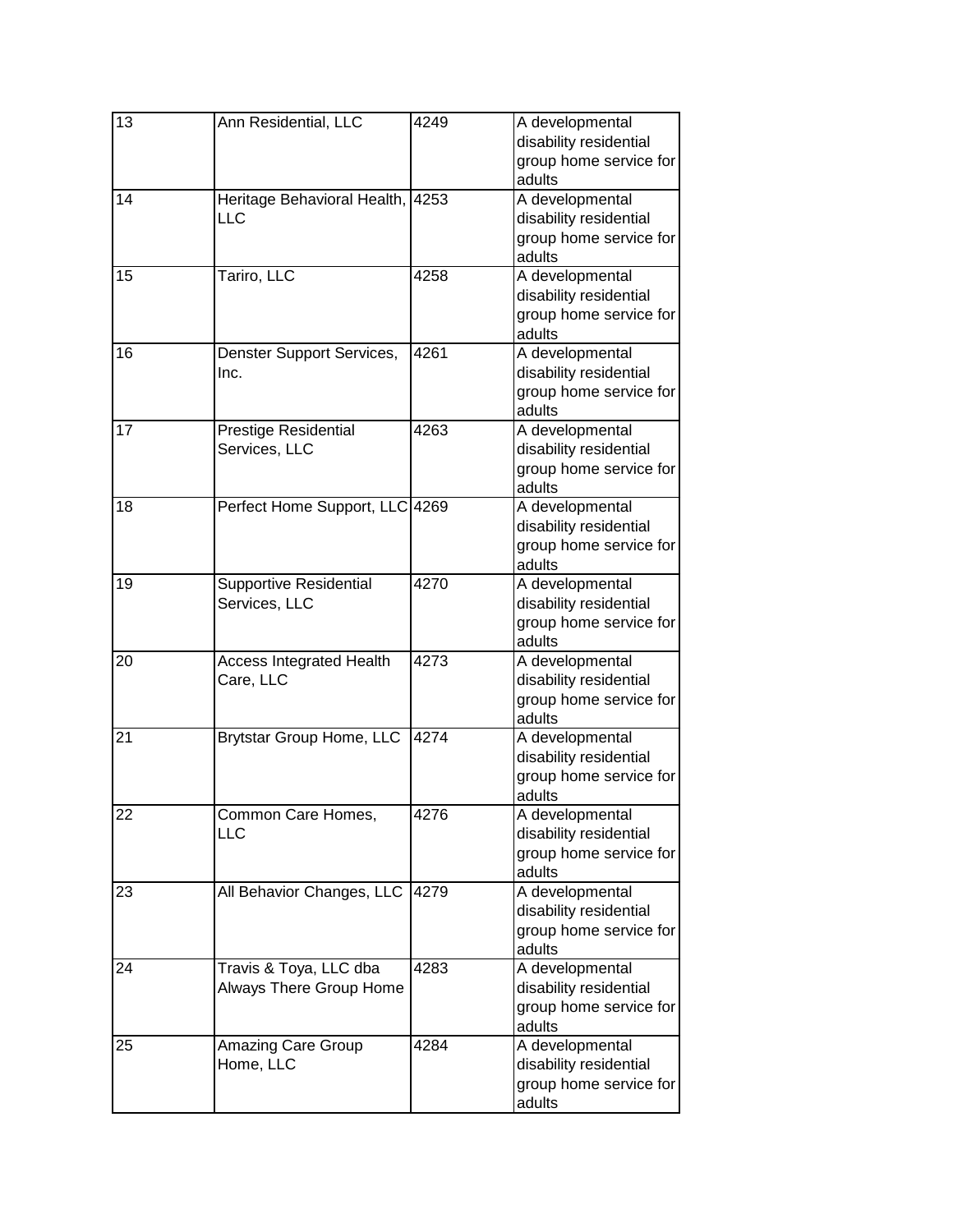| | | | |
|---|---|---|---|
| 13 | Ann Residential, LLC | 4249 | A developmental disability residential group home service for adults |
| 14 | Heritage Behavioral Health, LLC | 4253 | A developmental disability residential group home service for adults |
| 15 | Tariro, LLC | 4258 | A developmental disability residential group home service for adults |
| 16 | Denster Support Services, Inc. | 4261 | A developmental disability residential group home service for adults |
| 17 | Prestige Residential Services, LLC | 4263 | A developmental disability residential group home service for adults |
| 18 | Perfect Home Support, LLC | 4269 | A developmental disability residential group home service for adults |
| 19 | Supportive Residential Services, LLC | 4270 | A developmental disability residential group home service for adults |
| 20 | Access Integrated Health Care, LLC | 4273 | A developmental disability residential group home service for adults |
| 21 | Brytstar Group Home, LLC | 4274 | A developmental disability residential group home service for adults |
| 22 | Common Care Homes, LLC | 4276 | A developmental disability residential group home service for adults |
| 23 | All Behavior Changes, LLC | 4279 | A developmental disability residential group home service for adults |
| 24 | Travis & Toya, LLC dba Always There Group Home | 4283 | A developmental disability residential group home service for adults |
| 25 | Amazing Care Group Home, LLC | 4284 | A developmental disability residential group home service for adults |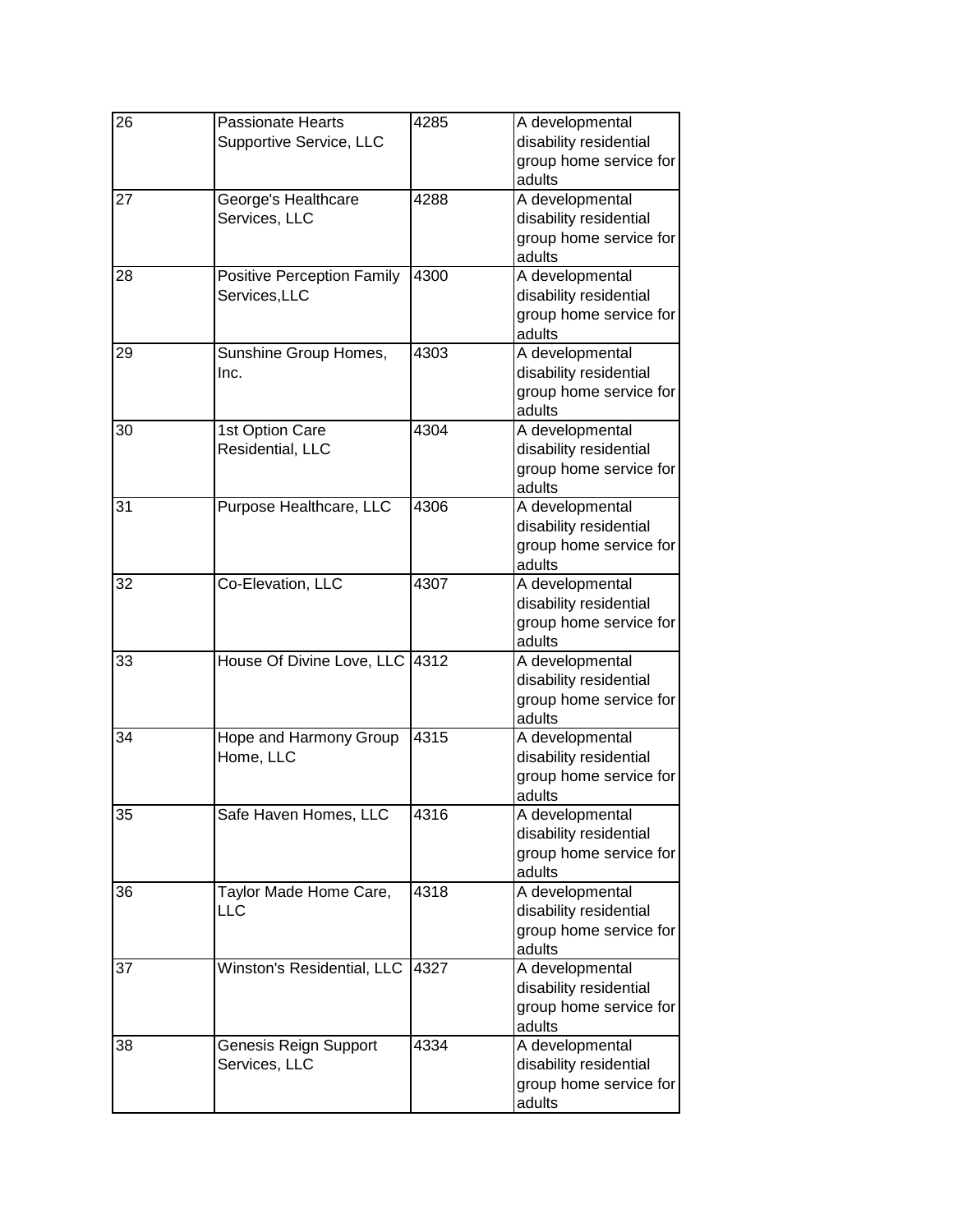| 26 | Passionate Hearts Supportive Service, LLC | 4285 | A developmental disability residential group home service for adults |
|---|---|---|---|
| 27 | George's Healthcare Services, LLC | 4288 | A developmental disability residential group home service for adults |
| 28 | Positive Perception Family Services,LLC | 4300 | A developmental disability residential group home service for adults |
| 29 | Sunshine Group Homes, Inc. | 4303 | A developmental disability residential group home service for adults |
| 30 | 1st Option Care Residential, LLC | 4304 | A developmental disability residential group home service for adults |
| 31 | Purpose Healthcare, LLC | 4306 | A developmental disability residential group home service for adults |
| 32 | Co-Elevation, LLC | 4307 | A developmental disability residential group home service for adults |
| 33 | House Of Divine Love, LLC | 4312 | A developmental disability residential group home service for adults |
| 34 | Hope and Harmony Group Home, LLC | 4315 | A developmental disability residential group home service for adults |
| 35 | Safe Haven Homes, LLC | 4316 | A developmental disability residential group home service for adults |
| 36 | Taylor Made Home Care, LLC | 4318 | A developmental disability residential group home service for adults |
| 37 | Winston's Residential, LLC | 4327 | A developmental disability residential group home service for adults |
| 38 | Genesis Reign Support Services, LLC | 4334 | A developmental disability residential group home service for adults |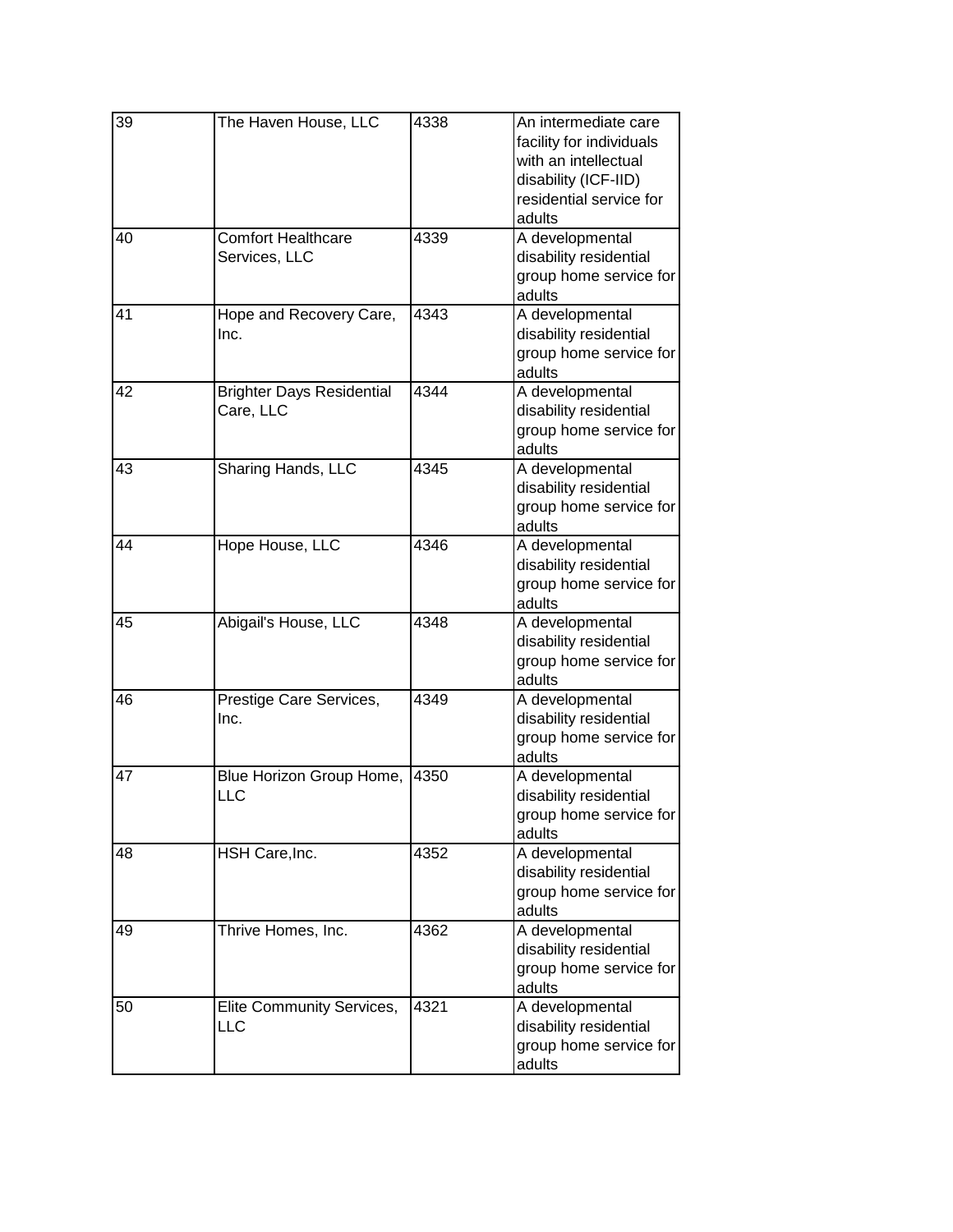| | | | |
|---|---|---|---|
| 39 | The Haven House, LLC | 4338 | An intermediate care facility for individuals with an intellectual disability (ICF-IID) residential service for adults |
| 40 | Comfort Healthcare Services, LLC | 4339 | A developmental disability residential group home service for adults |
| 41 | Hope and Recovery Care, Inc. | 4343 | A developmental disability residential group home service for adults |
| 42 | Brighter Days Residential Care, LLC | 4344 | A developmental disability residential group home service for adults |
| 43 | Sharing Hands, LLC | 4345 | A developmental disability residential group home service for adults |
| 44 | Hope House, LLC | 4346 | A developmental disability residential group home service for adults |
| 45 | Abigail's House, LLC | 4348 | A developmental disability residential group home service for adults |
| 46 | Prestige Care Services, Inc. | 4349 | A developmental disability residential group home service for adults |
| 47 | Blue Horizon Group Home, LLC | 4350 | A developmental disability residential group home service for adults |
| 48 | HSH Care,Inc. | 4352 | A developmental disability residential group home service for adults |
| 49 | Thrive Homes, Inc. | 4362 | A developmental disability residential group home service for adults |
| 50 | Elite Community Services, LLC | 4321 | A developmental disability residential group home service for adults |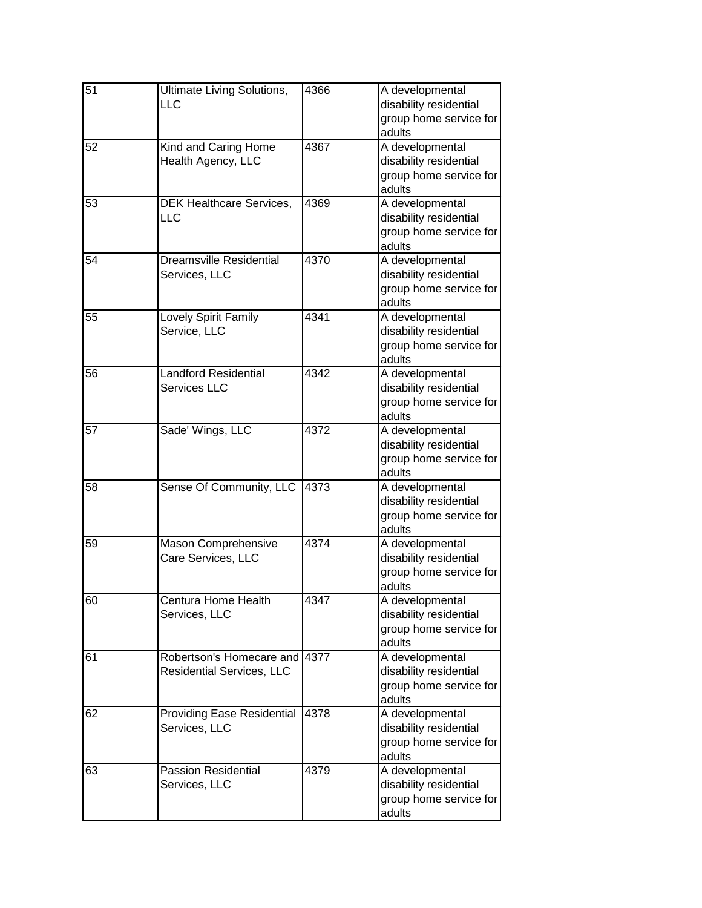| 51 | Ultimate Living Solutions, LLC | 4366 | A developmental disability residential group home service for adults |
|---|---|---|---|
| 52 | Kind and Caring Home Health Agency, LLC | 4367 | A developmental disability residential group home service for adults |
| 53 | DEK Healthcare Services, LLC | 4369 | A developmental disability residential group home service for adults |
| 54 | Dreamsville Residential Services, LLC | 4370 | A developmental disability residential group home service for adults |
| 55 | Lovely Spirit Family Service, LLC | 4341 | A developmental disability residential group home service for adults |
| 56 | Landford Residential Services LLC | 4342 | A developmental disability residential group home service for adults |
| 57 | Sade' Wings, LLC | 4372 | A developmental disability residential group home service for adults |
| 58 | Sense Of Community, LLC | 4373 | A developmental disability residential group home service for adults |
| 59 | Mason Comprehensive Care Services, LLC | 4374 | A developmental disability residential group home service for adults |
| 60 | Centura Home Health Services, LLC | 4347 | A developmental disability residential group home service for adults |
| 61 | Robertson's Homecare and Residential Services, LLC | 4377 | A developmental disability residential group home service for adults |
| 62 | Providing Ease Residential Services, LLC | 4378 | A developmental disability residential group home service for adults |
| 63 | Passion Residential Services, LLC | 4379 | A developmental disability residential group home service for adults |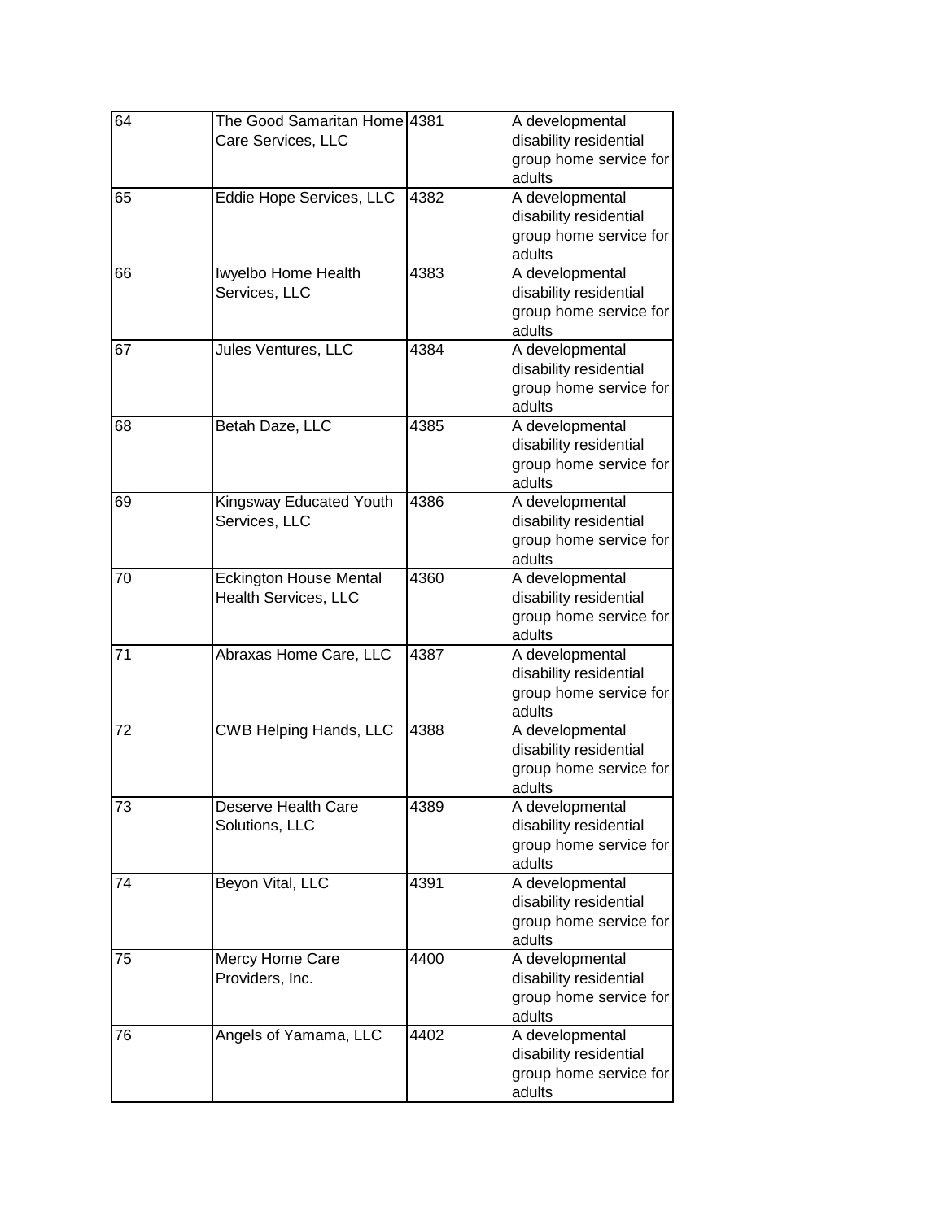| 64 | The Good Samaritan Home Care Services, LLC | 4381 | A developmental disability residential group home service for adults |
|---|---|---|---|
| 65 | Eddie Hope Services, LLC | 4382 | A developmental disability residential group home service for adults |
| 66 | Iwyelbo Home Health Services, LLC | 4383 | A developmental disability residential group home service for adults |
| 67 | Jules Ventures, LLC | 4384 | A developmental disability residential group home service for adults |
| 68 | Betah Daze, LLC | 4385 | A developmental disability residential group home service for adults |
| 69 | Kingsway Educated Youth Services, LLC | 4386 | A developmental disability residential group home service for adults |
| 70 | Eckington House Mental Health Services, LLC | 4360 | A developmental disability residential group home service for adults |
| 71 | Abraxas Home Care, LLC | 4387 | A developmental disability residential group home service for adults |
| 72 | CWB Helping Hands, LLC | 4388 | A developmental disability residential group home service for adults |
| 73 | Deserve Health Care Solutions, LLC | 4389 | A developmental disability residential group home service for adults |
| 74 | Beyon Vital, LLC | 4391 | A developmental disability residential group home service for adults |
| 75 | Mercy Home Care Providers, Inc. | 4400 | A developmental disability residential group home service for adults |
| 76 | Angels of Yamama, LLC | 4402 | A developmental disability residential group home service for adults |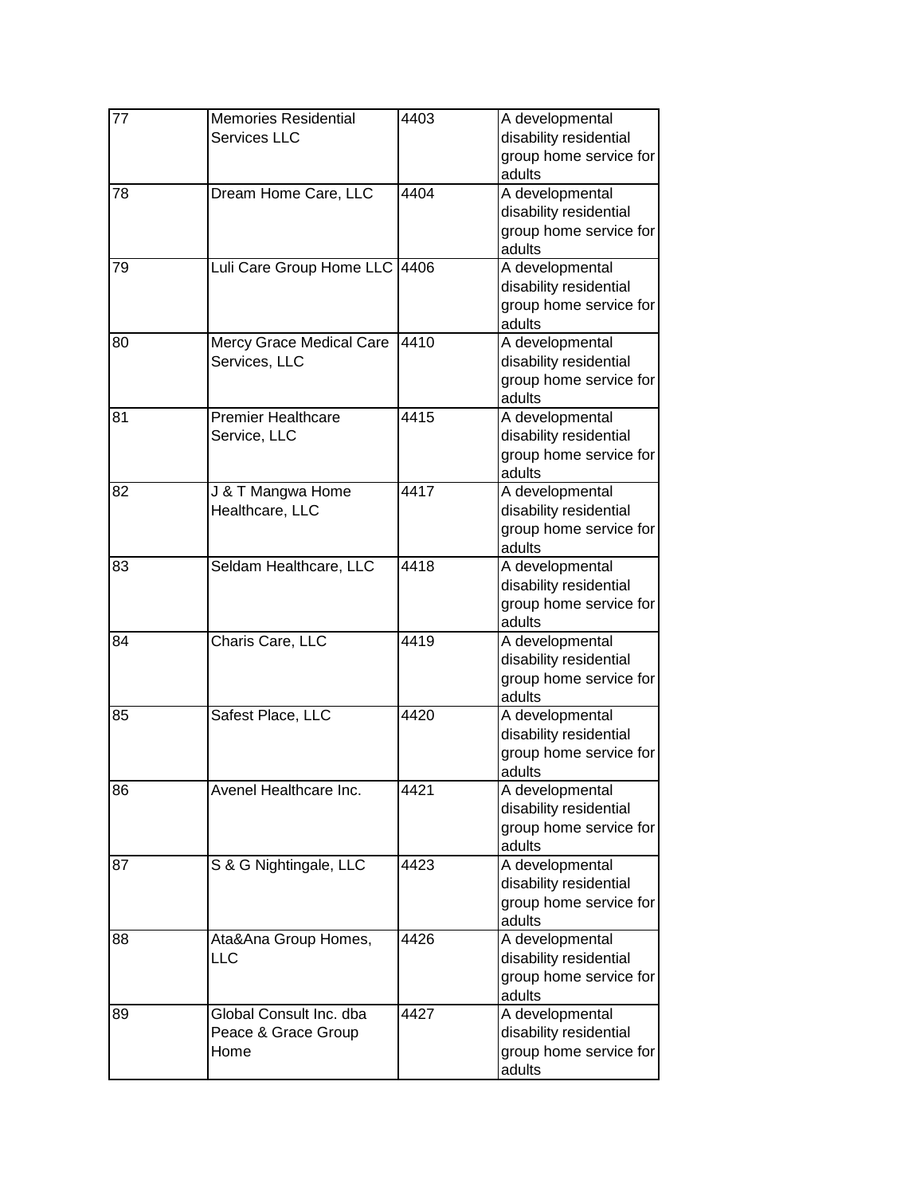| | | | |
|---|---|---|---|
| 77 | Memories Residential Services LLC | 4403 | A developmental disability residential group home service for adults |
| 78 | Dream Home Care, LLC | 4404 | A developmental disability residential group home service for adults |
| 79 | Luli Care Group Home LLC | 4406 | A developmental disability residential group home service for adults |
| 80 | Mercy Grace Medical Care Services, LLC | 4410 | A developmental disability residential group home service for adults |
| 81 | Premier Healthcare Service, LLC | 4415 | A developmental disability residential group home service for adults |
| 82 | J & T Mangwa Home Healthcare, LLC | 4417 | A developmental disability residential group home service for adults |
| 83 | Seldam Healthcare, LLC | 4418 | A developmental disability residential group home service for adults |
| 84 | Charis Care, LLC | 4419 | A developmental disability residential group home service for adults |
| 85 | Safest Place, LLC | 4420 | A developmental disability residential group home service for adults |
| 86 | Avenel Healthcare Inc. | 4421 | A developmental disability residential group home service for adults |
| 87 | S & G Nightingale, LLC | 4423 | A developmental disability residential group home service for adults |
| 88 | Ata&Ana Group Homes, LLC | 4426 | A developmental disability residential group home service for adults |
| 89 | Global Consult Inc. dba Peace & Grace Group Home | 4427 | A developmental disability residential group home service for adults |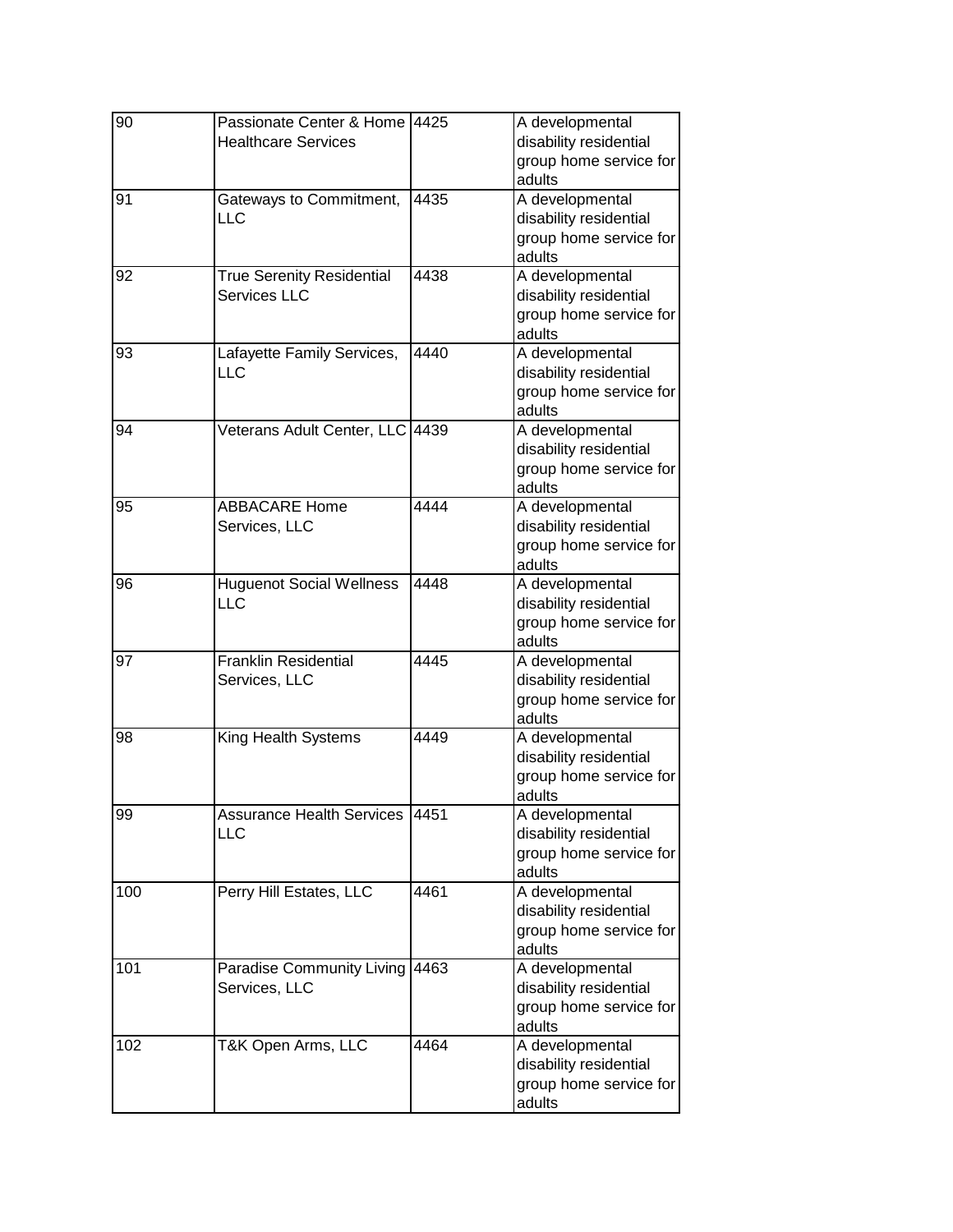| | | | |
|---|---|---|---|
| 90 | Passionate Center & Home Healthcare Services | 4425 | A developmental disability residential group home service for adults |
| 91 | Gateways to Commitment, LLC | 4435 | A developmental disability residential group home service for adults |
| 92 | True Serenity Residential Services LLC | 4438 | A developmental disability residential group home service for adults |
| 93 | Lafayette Family Services, LLC | 4440 | A developmental disability residential group home service for adults |
| 94 | Veterans Adult Center, LLC | 4439 | A developmental disability residential group home service for adults |
| 95 | ABBACARE Home Services, LLC | 4444 | A developmental disability residential group home service for adults |
| 96 | Huguenot Social Wellness LLC | 4448 | A developmental disability residential group home service for adults |
| 97 | Franklin Residential Services, LLC | 4445 | A developmental disability residential group home service for adults |
| 98 | King Health Systems | 4449 | A developmental disability residential group home service for adults |
| 99 | Assurance Health Services LLC | 4451 | A developmental disability residential group home service for adults |
| 100 | Perry Hill Estates, LLC | 4461 | A developmental disability residential group home service for adults |
| 101 | Paradise Community Living Services, LLC | 4463 | A developmental disability residential group home service for adults |
| 102 | T&K Open Arms, LLC | 4464 | A developmental disability residential group home service for adults |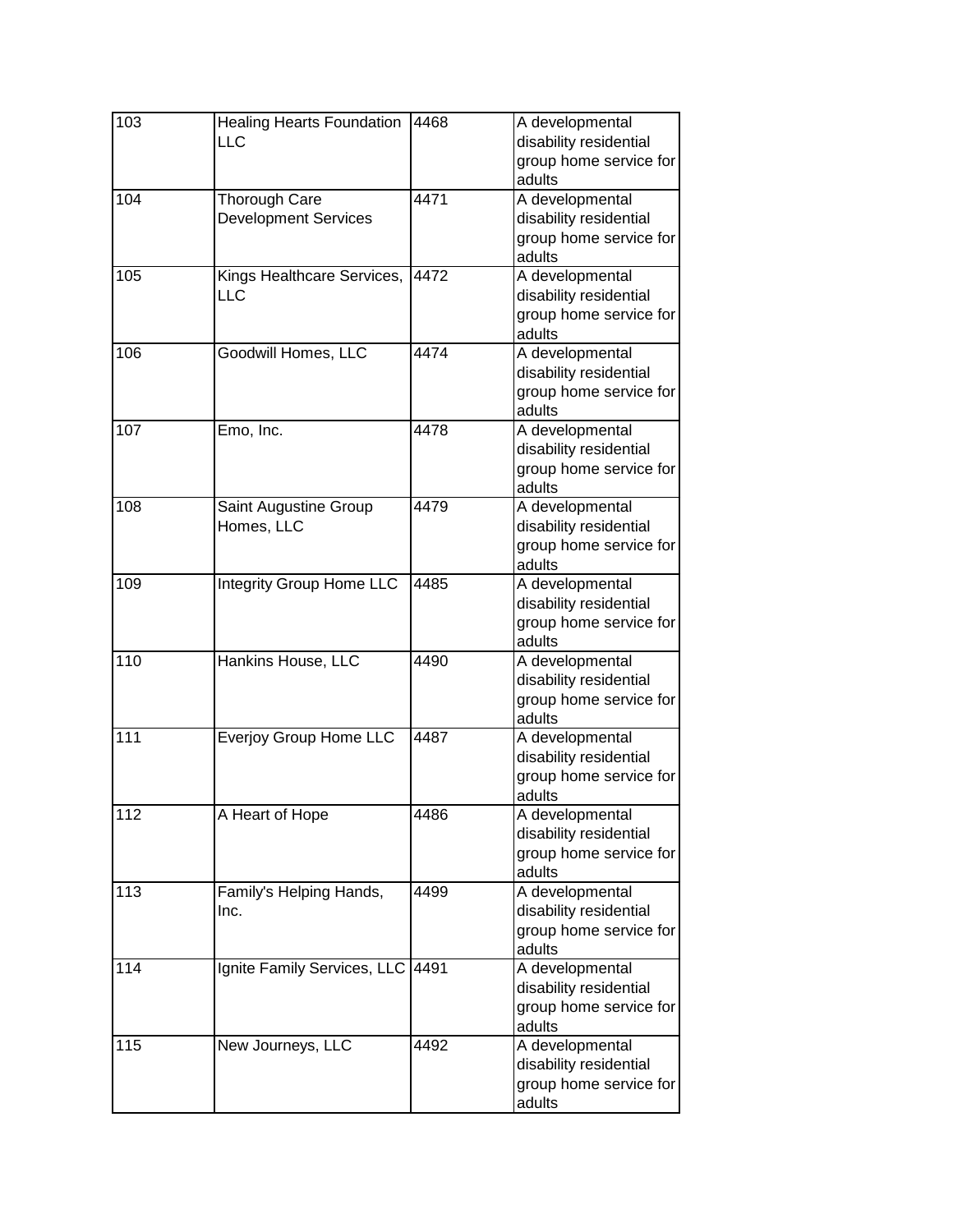| 103 | Healing Hearts Foundation LLC | 4468 | A developmental disability residential group home service for adults |
|---|---|---|---|
| 104 | Thorough Care Development Services | 4471 | A developmental disability residential group home service for adults |
| 105 | Kings Healthcare Services, LLC | 4472 | A developmental disability residential group home service for adults |
| 106 | Goodwill Homes, LLC | 4474 | A developmental disability residential group home service for adults |
| 107 | Emo, Inc. | 4478 | A developmental disability residential group home service for adults |
| 108 | Saint Augustine Group Homes, LLC | 4479 | A developmental disability residential group home service for adults |
| 109 | Integrity Group Home LLC | 4485 | A developmental disability residential group home service for adults |
| 110 | Hankins House, LLC | 4490 | A developmental disability residential group home service for adults |
| 111 | Everjoy Group Home LLC | 4487 | A developmental disability residential group home service for adults |
| 112 | A Heart of Hope | 4486 | A developmental disability residential group home service for adults |
| 113 | Family's Helping Hands, Inc. | 4499 | A developmental disability residential group home service for adults |
| 114 | Ignite Family Services, LLC | 4491 | A developmental disability residential group home service for adults |
| 115 | New Journeys, LLC | 4492 | A developmental disability residential group home service for adults |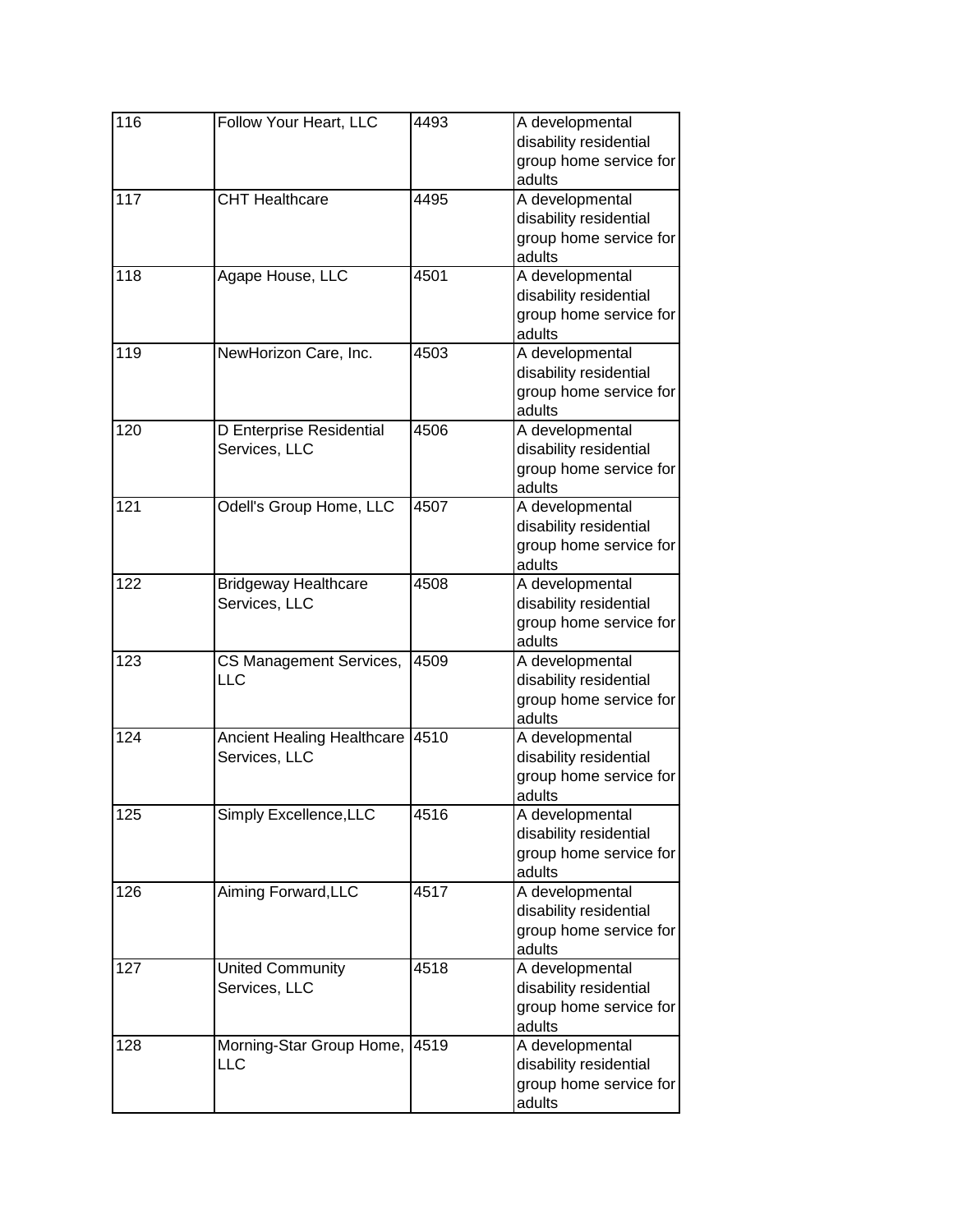| 116 | Follow Your Heart, LLC | 4493 | A developmental disability residential group home service for adults |
|---|---|---|---|
| 117 | CHT Healthcare | 4495 | A developmental disability residential group home service for adults |
| 118 | Agape House, LLC | 4501 | A developmental disability residential group home service for adults |
| 119 | NewHorizon Care, Inc. | 4503 | A developmental disability residential group home service for adults |
| 120 | D Enterprise Residential Services, LLC | 4506 | A developmental disability residential group home service for adults |
| 121 | Odell's Group Home, LLC | 4507 | A developmental disability residential group home service for adults |
| 122 | Bridgeway Healthcare Services, LLC | 4508 | A developmental disability residential group home service for adults |
| 123 | CS Management Services, LLC | 4509 | A developmental disability residential group home service for adults |
| 124 | Ancient Healing Healthcare Services, LLC | 4510 | A developmental disability residential group home service for adults |
| 125 | Simply Excellence,LLC | 4516 | A developmental disability residential group home service for adults |
| 126 | Aiming Forward,LLC | 4517 | A developmental disability residential group home service for adults |
| 127 | United Community Services, LLC | 4518 | A developmental disability residential group home service for adults |
| 128 | Morning-Star Group Home, LLC | 4519 | A developmental disability residential group home service for adults |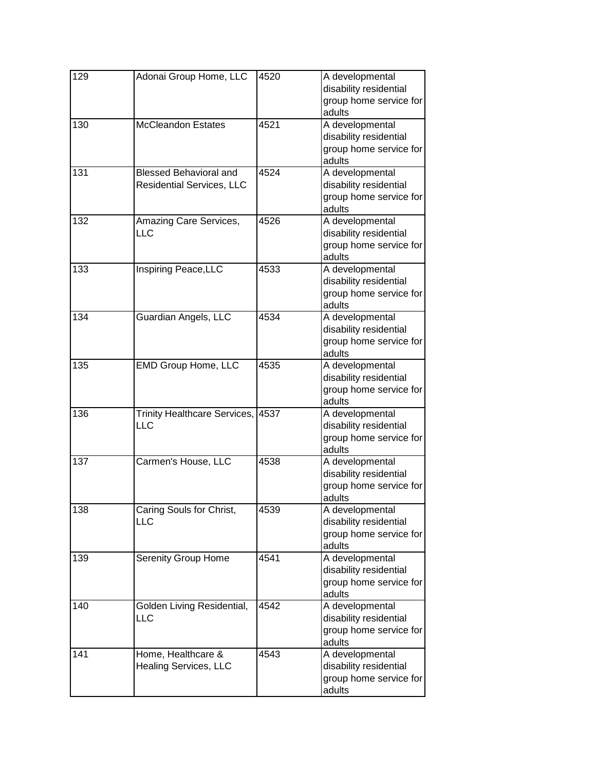| | | | |
|---|---|---|---|
| 129 | Adonai Group Home, LLC | 4520 | A developmental disability residential group home service for adults |
| 130 | McCleandon Estates | 4521 | A developmental disability residential group home service for adults |
| 131 | Blessed Behavioral and Residential Services, LLC | 4524 | A developmental disability residential group home service for adults |
| 132 | Amazing Care Services, LLC | 4526 | A developmental disability residential group home service for adults |
| 133 | Inspiring Peace,LLC | 4533 | A developmental disability residential group home service for adults |
| 134 | Guardian Angels, LLC | 4534 | A developmental disability residential group home service for adults |
| 135 | EMD Group Home, LLC | 4535 | A developmental disability residential group home service for adults |
| 136 | Trinity Healthcare Services, LLC | 4537 | A developmental disability residential group home service for adults |
| 137 | Carmen's House, LLC | 4538 | A developmental disability residential group home service for adults |
| 138 | Caring Souls for Christ, LLC | 4539 | A developmental disability residential group home service for adults |
| 139 | Serenity Group Home | 4541 | A developmental disability residential group home service for adults |
| 140 | Golden Living Residential, LLC | 4542 | A developmental disability residential group home service for adults |
| 141 | Home, Healthcare & Healing Services, LLC | 4543 | A developmental disability residential group home service for adults |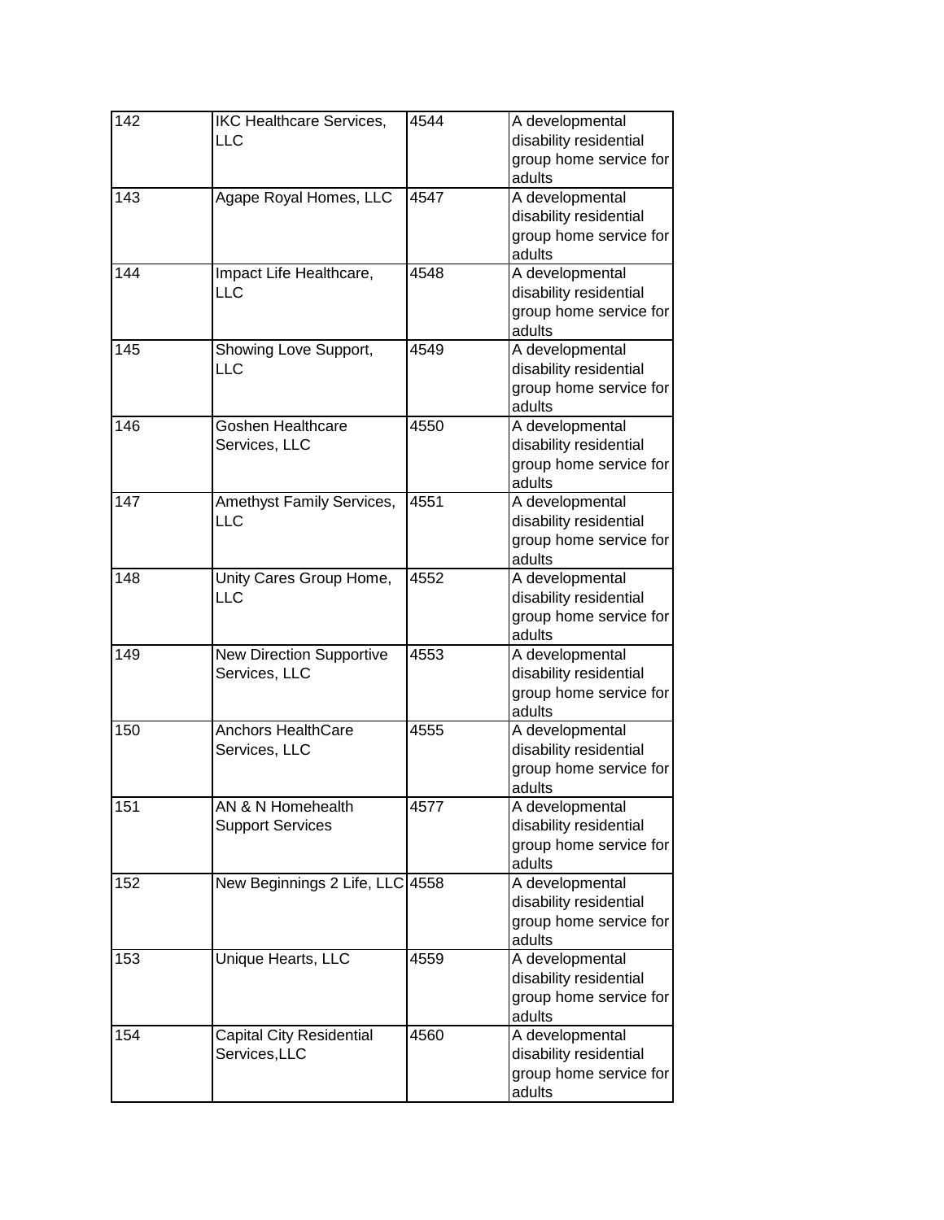| 142 | IKC Healthcare Services, LLC | 4544 | A developmental disability residential group home service for adults |
|---|---|---|---|
| 143 | Agape Royal Homes, LLC | 4547 | A developmental disability residential group home service for adults |
| 144 | Impact Life Healthcare, LLC | 4548 | A developmental disability residential group home service for adults |
| 145 | Showing Love Support, LLC | 4549 | A developmental disability residential group home service for adults |
| 146 | Goshen Healthcare Services, LLC | 4550 | A developmental disability residential group home service for adults |
| 147 | Amethyst Family Services, LLC | 4551 | A developmental disability residential group home service for adults |
| 148 | Unity Cares Group Home, LLC | 4552 | A developmental disability residential group home service for adults |
| 149 | New Direction Supportive Services, LLC | 4553 | A developmental disability residential group home service for adults |
| 150 | Anchors HealthCare Services, LLC | 4555 | A developmental disability residential group home service for adults |
| 151 | AN & N Homehealth Support Services | 4577 | A developmental disability residential group home service for adults |
| 152 | New Beginnings 2 Life, LLC | 4558 | A developmental disability residential group home service for adults |
| 153 | Unique Hearts, LLC | 4559 | A developmental disability residential group home service for adults |
| 154 | Capital City Residential Services,LLC | 4560 | A developmental disability residential group home service for adults |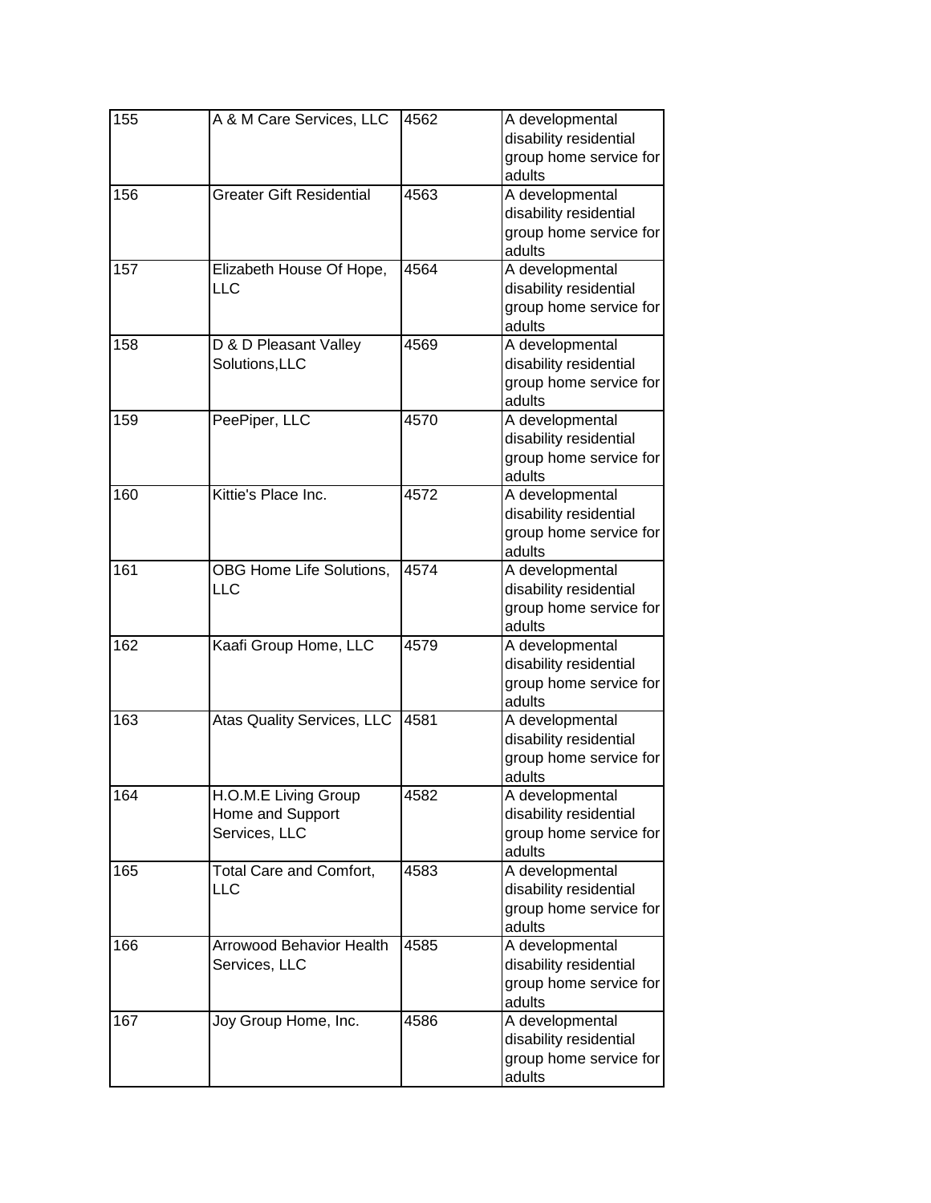| 155 | A & M Care Services, LLC | 4562 | A developmental disability residential group home service for adults |
|---|---|---|---|
| 156 | Greater Gift Residential | 4563 | A developmental disability residential group home service for adults |
| 157 | Elizabeth House Of Hope, LLC | 4564 | A developmental disability residential group home service for adults |
| 158 | D & D Pleasant Valley Solutions,LLC | 4569 | A developmental disability residential group home service for adults |
| 159 | PeePiper, LLC | 4570 | A developmental disability residential group home service for adults |
| 160 | Kittie's Place Inc. | 4572 | A developmental disability residential group home service for adults |
| 161 | OBG Home Life Solutions, LLC | 4574 | A developmental disability residential group home service for adults |
| 162 | Kaafi Group Home, LLC | 4579 | A developmental disability residential group home service for adults |
| 163 | Atas Quality Services, LLC | 4581 | A developmental disability residential group home service for adults |
| 164 | H.O.M.E Living Group Home and Support Services, LLC | 4582 | A developmental disability residential group home service for adults |
| 165 | Total Care and Comfort, LLC | 4583 | A developmental disability residential group home service for adults |
| 166 | Arrowood Behavior Health Services, LLC | 4585 | A developmental disability residential group home service for adults |
| 167 | Joy Group Home, Inc. | 4586 | A developmental disability residential group home service for adults |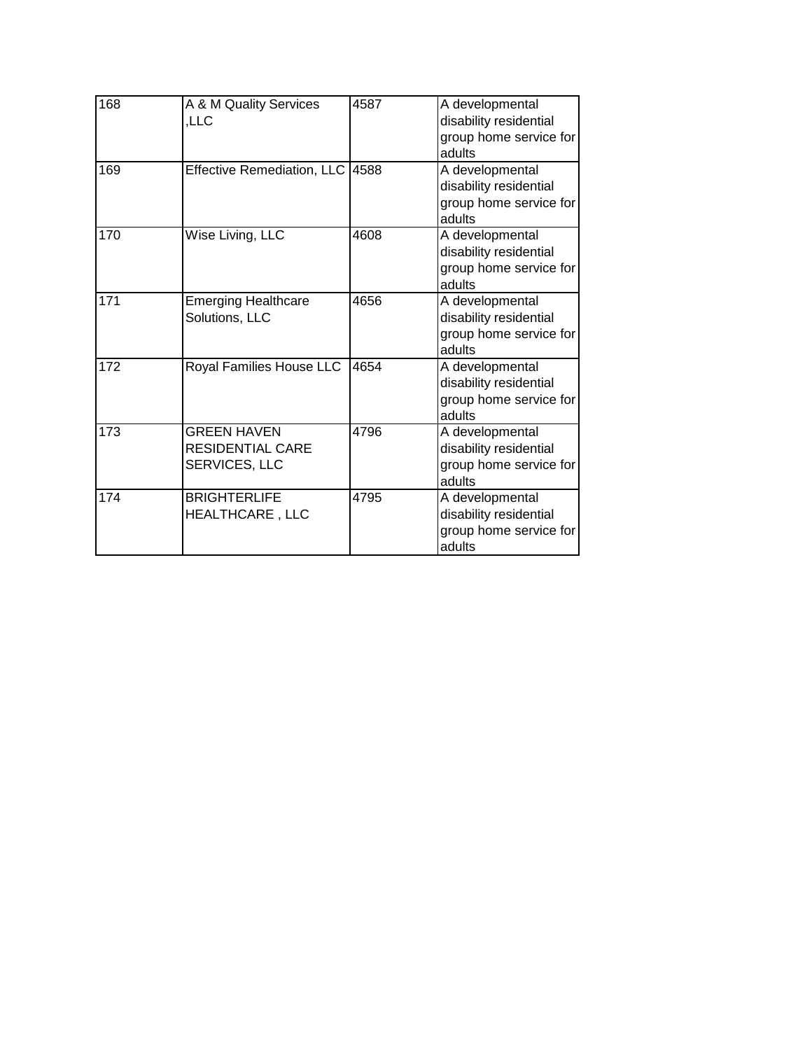| | | | |
|---|---|---|---|
| 168 | A & M Quality Services ,LLC | 4587 | A developmental disability residential group home service for adults |
| 169 | Effective Remediation, LLC | 4588 | A developmental disability residential group home service for adults |
| 170 | Wise Living, LLC | 4608 | A developmental disability residential group home service for adults |
| 171 | Emerging Healthcare Solutions, LLC | 4656 | A developmental disability residential group home service for adults |
| 172 | Royal Families House LLC | 4654 | A developmental disability residential group home service for adults |
| 173 | GREEN HAVEN RESIDENTIAL CARE SERVICES, LLC | 4796 | A developmental disability residential group home service for adults |
| 174 | BRIGHTERLIFE HEALTHCARE , LLC | 4795 | A developmental disability residential group home service for adults |